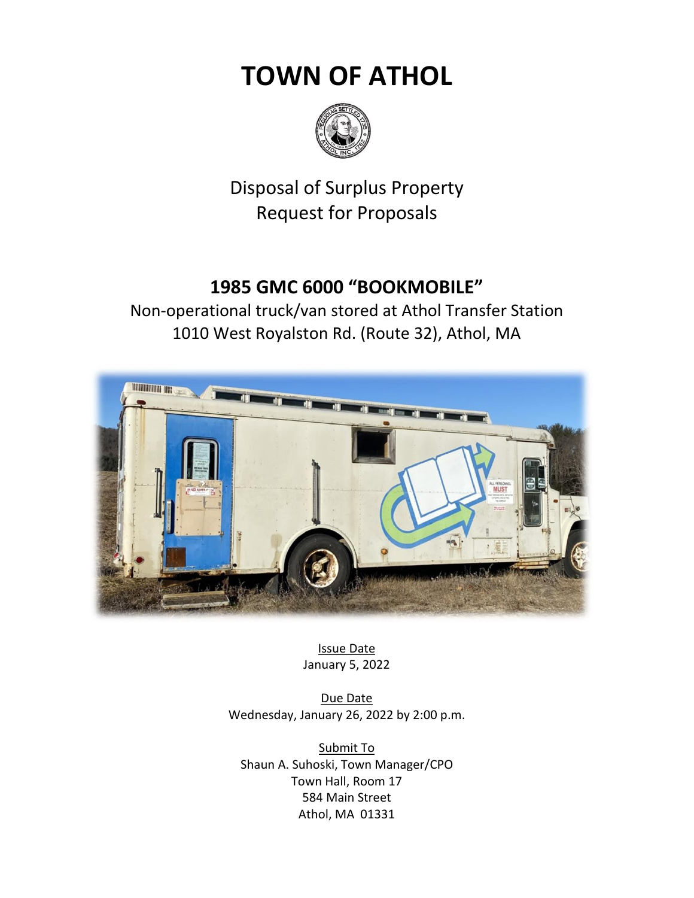# TOWN OF ATHOL

Disposal of Surplus Property
Request for Proposals

## 1985 GMC 6000 "BOOKMOBILE"

Non-operational truck/van stored at Athol Transfer Station
1010 West Royalston Rd. (Route 32), Athol, MA

Issue Date
January 5, 2022

Due Date
Wednesday, January 26, 2022 by 2:00 p.m.

Submit To
Shaun A. Suhoski, Town Manager/CPO
Town Hall, Room 17
584 Main Street
Athol, MA 01331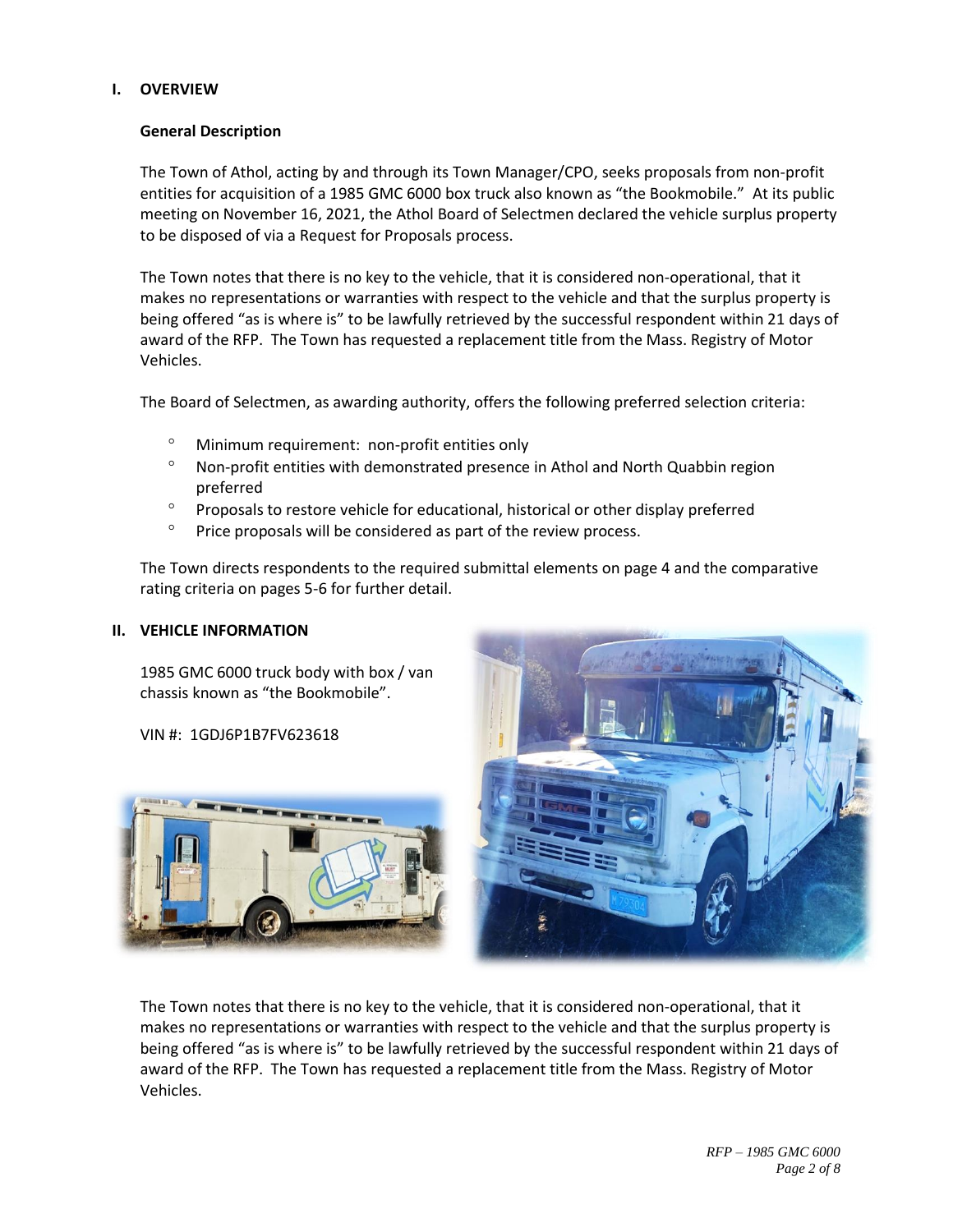## I. OVERVIEW

### General Description

The Town of Athol, acting by and through its Town Manager/CPO, seeks proposals from non-profit entities for acquisition of a 1985 GMC 6000 box truck also known as "the Bookmobile." At its public meeting on November 16, 2021, the Athol Board of Selectmen declared the vehicle surplus property to be disposed of via a Request for Proposals process.

The Town notes that there is no key to the vehicle, that it is considered non-operational, that it makes no representations or warranties with respect to the vehicle and that the surplus property is being offered "as is where is" to be lawfully retrieved by the successful respondent within 21 days of award of the RFP. The Town has requested a replacement title from the Mass. Registry of Motor Vehicles.

The Board of Selectmen, as awarding authority, offers the following preferred selection criteria:

- Minimum requirement: non-profit entities only
- Non-profit entities with demonstrated presence in Athol and North Quabbin region preferred
- Proposals to restore vehicle for educational, historical or other display preferred
- Price proposals will be considered as part of the review process.

The Town directs respondents to the required submittal elements on page 4 and the comparative rating criteria on pages 5-6 for further detail.

## II. VEHICLE INFORMATION

1985 GMC 6000 truck body with box / van chassis known as "the Bookmobile".

VIN #: 1GDJ6P1B7FV623618

The Town notes that there is no key to the vehicle, that it is considered non-operational, that it makes no representations or warranties with respect to the vehicle and that the surplus property is being offered "as is where is" to be lawfully retrieved by the successful respondent within 21 days of award of the RFP. The Town has requested a replacement title from the Mass. Registry of Motor Vehicles.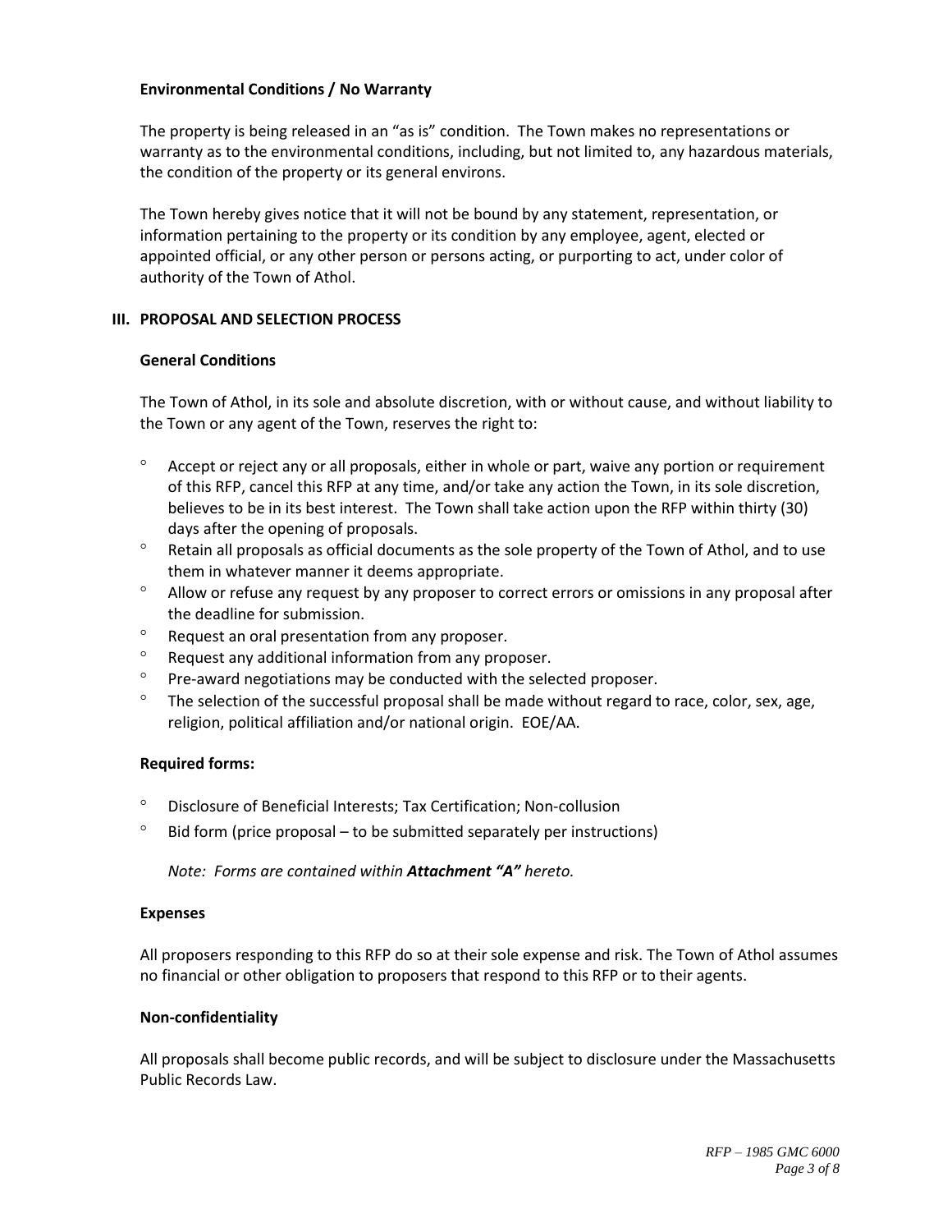### Environmental Conditions / No Warranty

The property is being released in an “as is” condition. The Town makes no representations or warranty as to the environmental conditions, including, but not limited to, any hazardous materials, the condition of the property or its general environs.

The Town hereby gives notice that it will not be bound by any statement, representation, or information pertaining to the property or its condition by any employee, agent, elected or appointed official, or any other person or persons acting, or purporting to act, under color of authority of the Town of Athol.

## III. PROPOSAL AND SELECTION PROCESS

### General Conditions

The Town of Athol, in its sole and absolute discretion, with or without cause, and without liability to the Town or any agent of the Town, reserves the right to:

- Accept or reject any or all proposals, either in whole or part, waive any portion or requirement of this RFP, cancel this RFP at any time, and/or take any action the Town, in its sole discretion, believes to be in its best interest. The Town shall take action upon the RFP within thirty (30) days after the opening of proposals.
- Retain all proposals as official documents as the sole property of the Town of Athol, and to use them in whatever manner it deems appropriate.
- Allow or refuse any request by any proposer to correct errors or omissions in any proposal after the deadline for submission.
- Request an oral presentation from any proposer.
- Request any additional information from any proposer.
- Pre-award negotiations may be conducted with the selected proposer.
- The selection of the successful proposal shall be made without regard to race, color, sex, age, religion, political affiliation and/or national origin. EOE/AA.

### Required forms:

- Disclosure of Beneficial Interests; Tax Certification; Non-collusion
- Bid form (price proposal – to be submitted separately per instructions)

*Note: Forms are contained within **Attachment “A”** hereto.*

### Expenses

All proposers responding to this RFP do so at their sole expense and risk. The Town of Athol assumes no financial or other obligation to proposers that respond to this RFP or to their agents.

### Non-confidentiality

All proposals shall become public records, and will be subject to disclosure under the Massachusetts Public Records Law.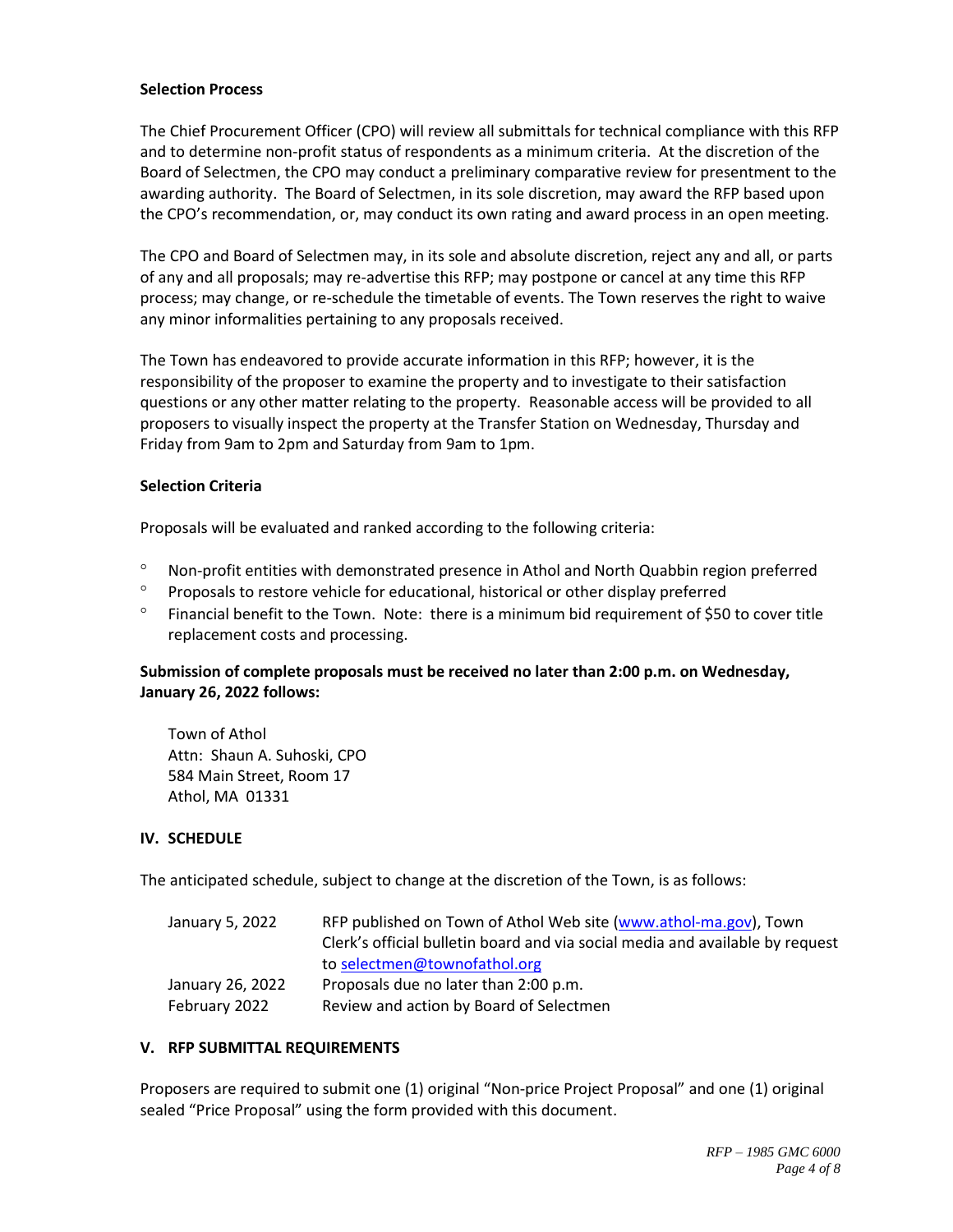**Selection Process**

The Chief Procurement Officer (CPO) will review all submittals for technical compliance with this RFP and to determine non-profit status of respondents as a minimum criteria. At the discretion of the Board of Selectmen, the CPO may conduct a preliminary comparative review for presentment to the awarding authority. The Board of Selectmen, in its sole discretion, may award the RFP based upon the CPO's recommendation, or, may conduct its own rating and award process in an open meeting.

The CPO and Board of Selectmen may, in its sole and absolute discretion, reject any and all, or parts of any and all proposals; may re-advertise this RFP; may postpone or cancel at any time this RFP process; may change, or re-schedule the timetable of events. The Town reserves the right to waive any minor informalities pertaining to any proposals received.

The Town has endeavored to provide accurate information in this RFP; however, it is the responsibility of the proposer to examine the property and to investigate to their satisfaction questions or any other matter relating to the property. Reasonable access will be provided to all proposers to visually inspect the property at the Transfer Station on Wednesday, Thursday and Friday from 9am to 2pm and Saturday from 9am to 1pm.

**Selection Criteria**

Proposals will be evaluated and ranked according to the following criteria:

- Non-profit entities with demonstrated presence in Athol and North Quabbin region preferred
- Proposals to restore vehicle for educational, historical or other display preferred
- Financial benefit to the Town. Note: there is a minimum bid requirement of $50 to cover title replacement costs and processing.

**Submission of complete proposals must be received no later than 2:00 p.m. on Wednesday, January 26, 2022 follows:**

Town of Athol
Attn: Shaun A. Suhoski, CPO
584 Main Street, Room 17
Athol, MA 01331

## IV. SCHEDULE

The anticipated schedule, subject to change at the discretion of the Town, is as follows:

| | |
|---|---|
| January 5, 2022 | RFP published on Town of Athol Web site (www.athol-ma.gov), Town Clerk's official bulletin board and via social media and available by request to selectmen@townofathol.org |
| January 26, 2022 | Proposals due no later than 2:00 p.m. |
| February 2022 | Review and action by Board of Selectmen |

## V. RFP SUBMITTAL REQUIREMENTS

Proposers are required to submit one (1) original "Non-price Project Proposal" and one (1) original sealed "Price Proposal" using the form provided with this document.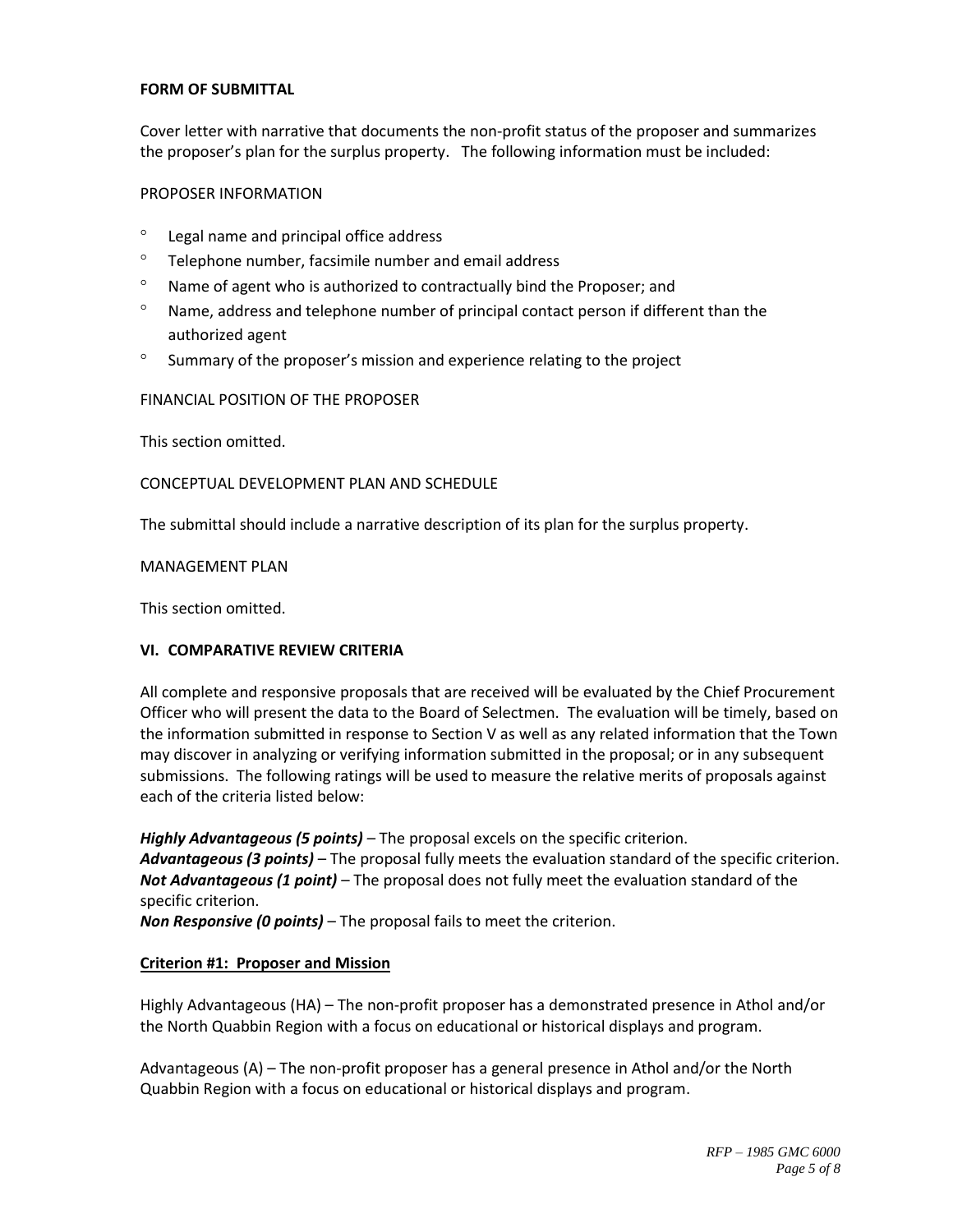**FORM OF SUBMITTAL**

Cover letter with narrative that documents the non-profit status of the proposer and summarizes the proposer's plan for the surplus property. The following information must be included:

PROPOSER INFORMATION

- Legal name and principal office address
- Telephone number, facsimile number and email address
- Name of agent who is authorized to contractually bind the Proposer; and
- Name, address and telephone number of principal contact person if different than the authorized agent
- Summary of the proposer's mission and experience relating to the project

FINANCIAL POSITION OF THE PROPOSER

This section omitted.

CONCEPTUAL DEVELOPMENT PLAN AND SCHEDULE

The submittal should include a narrative description of its plan for the surplus property.

MANAGEMENT PLAN

This section omitted.

## VI. COMPARATIVE REVIEW CRITERIA

All complete and responsive proposals that are received will be evaluated by the Chief Procurement Officer who will present the data to the Board of Selectmen. The evaluation will be timely, based on the information submitted in response to Section V as well as any related information that the Town may discover in analyzing or verifying information submitted in the proposal; or in any subsequent submissions. The following ratings will be used to measure the relative merits of proposals against each of the criteria listed below:

***Highly Advantageous (5 points)*** – The proposal excels on the specific criterion.
***Advantageous (3 points)*** – The proposal fully meets the evaluation standard of the specific criterion.
***Not Advantageous (1 point)*** – The proposal does not fully meet the evaluation standard of the specific criterion.
***Non Responsive (0 points)*** – The proposal fails to meet the criterion.

**Criterion #1: Proposer and Mission**

Highly Advantageous (HA) – The non-profit proposer has a demonstrated presence in Athol and/or the North Quabbin Region with a focus on educational or historical displays and program.

Advantageous (A) – The non-profit proposer has a general presence in Athol and/or the North Quabbin Region with a focus on educational or historical displays and program.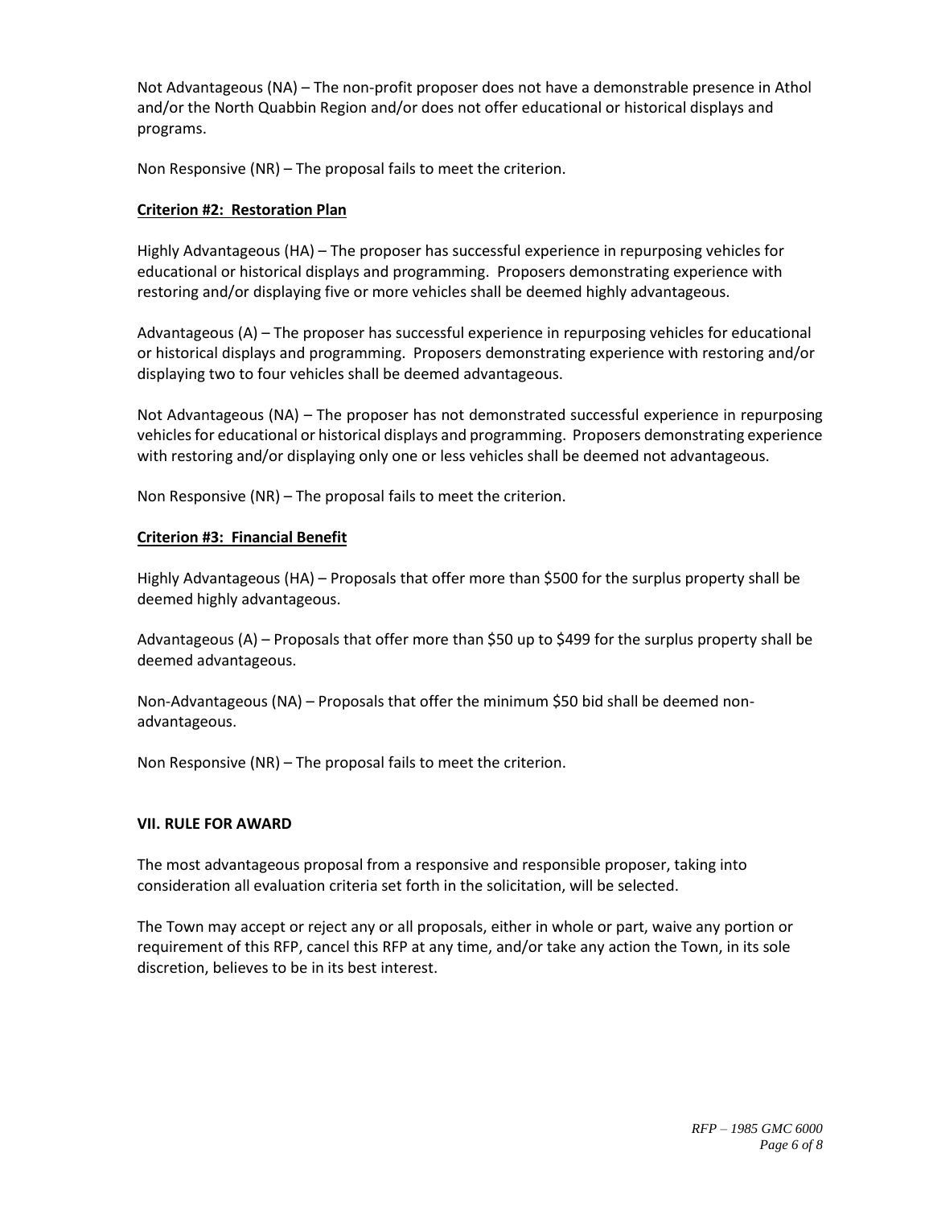Not Advantageous (NA) – The non-profit proposer does not have a demonstrable presence in Athol and/or the North Quabbin Region and/or does not offer educational or historical displays and programs.

Non Responsive (NR) – The proposal fails to meet the criterion.

**Criterion #2: Restoration Plan**

Highly Advantageous (HA) – The proposer has successful experience in repurposing vehicles for educational or historical displays and programming. Proposers demonstrating experience with restoring and/or displaying five or more vehicles shall be deemed highly advantageous.

Advantageous (A) – The proposer has successful experience in repurposing vehicles for educational or historical displays and programming. Proposers demonstrating experience with restoring and/or displaying two to four vehicles shall be deemed advantageous.

Not Advantageous (NA) – The proposer has not demonstrated successful experience in repurposing vehicles for educational or historical displays and programming. Proposers demonstrating experience with restoring and/or displaying only one or less vehicles shall be deemed not advantageous.

Non Responsive (NR) – The proposal fails to meet the criterion.

**Criterion #3: Financial Benefit**

Highly Advantageous (HA) – Proposals that offer more than $500 for the surplus property shall be deemed highly advantageous.

Advantageous (A) – Proposals that offer more than $50 up to $499 for the surplus property shall be deemed advantageous.

Non-Advantageous (NA) – Proposals that offer the minimum $50 bid shall be deemed non-advantageous.

Non Responsive (NR) – The proposal fails to meet the criterion.

## VII. RULE FOR AWARD

The most advantageous proposal from a responsive and responsible proposer, taking into consideration all evaluation criteria set forth in the solicitation, will be selected.

The Town may accept or reject any or all proposals, either in whole or part, waive any portion or requirement of this RFP, cancel this RFP at any time, and/or take any action the Town, in its sole discretion, believes to be in its best interest.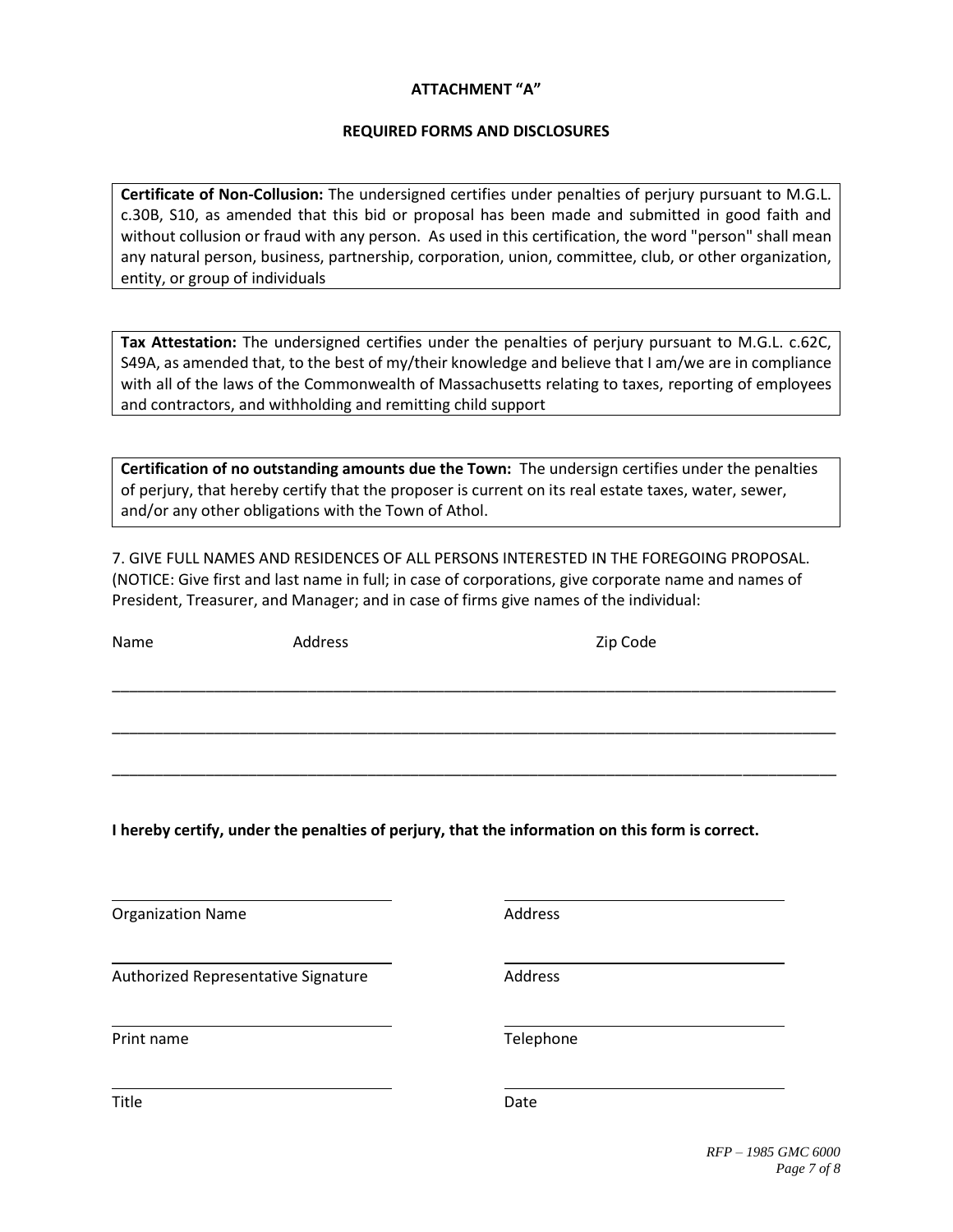## ATTACHMENT "A"

## REQUIRED FORMS AND DISCLOSURES

**Certificate of Non-Collusion:** The undersigned certifies under penalties of perjury pursuant to M.G.L. c.30B, S10, as amended that this bid or proposal has been made and submitted in good faith and without collusion or fraud with any person. As used in this certification, the word "person" shall mean any natural person, business, partnership, corporation, union, committee, club, or other organization, entity, or group of individuals

**Tax Attestation:** The undersigned certifies under the penalties of perjury pursuant to M.G.L. c.62C, S49A, as amended that, to the best of my/their knowledge and believe that I am/we are in compliance with all of the laws of the Commonwealth of Massachusetts relating to taxes, reporting of employees and contractors, and withholding and remitting child support

**Certification of no outstanding amounts due the Town:** The undersign certifies under the penalties of perjury, that hereby certify that the proposer is current on its real estate taxes, water, sewer, and/or any other obligations with the Town of Athol.

7. GIVE FULL NAMES AND RESIDENCES OF ALL PERSONS INTERESTED IN THE FOREGOING PROPOSAL. (NOTICE: Give first and last name in full; in case of corporations, give corporate name and names of President, Treasurer, and Manager; and in case of firms give names of the individual:

Name                    Address                                        Zip Code

_______________________________________________________________________________

_______________________________________________________________________________

_______________________________________________________________________________

**I hereby certify, under the penalties of perjury, that the information on this form is correct.**

| | |
|---|---|
| ______________________________ | ______________________________ |
| Organization Name | Address |
| ______________________________ | ______________________________ |
| Authorized Representative Signature | Address |
| ______________________________ | ______________________________ |
| Print name | Telephone |
| ______________________________ | ______________________________ |
| Title | Date |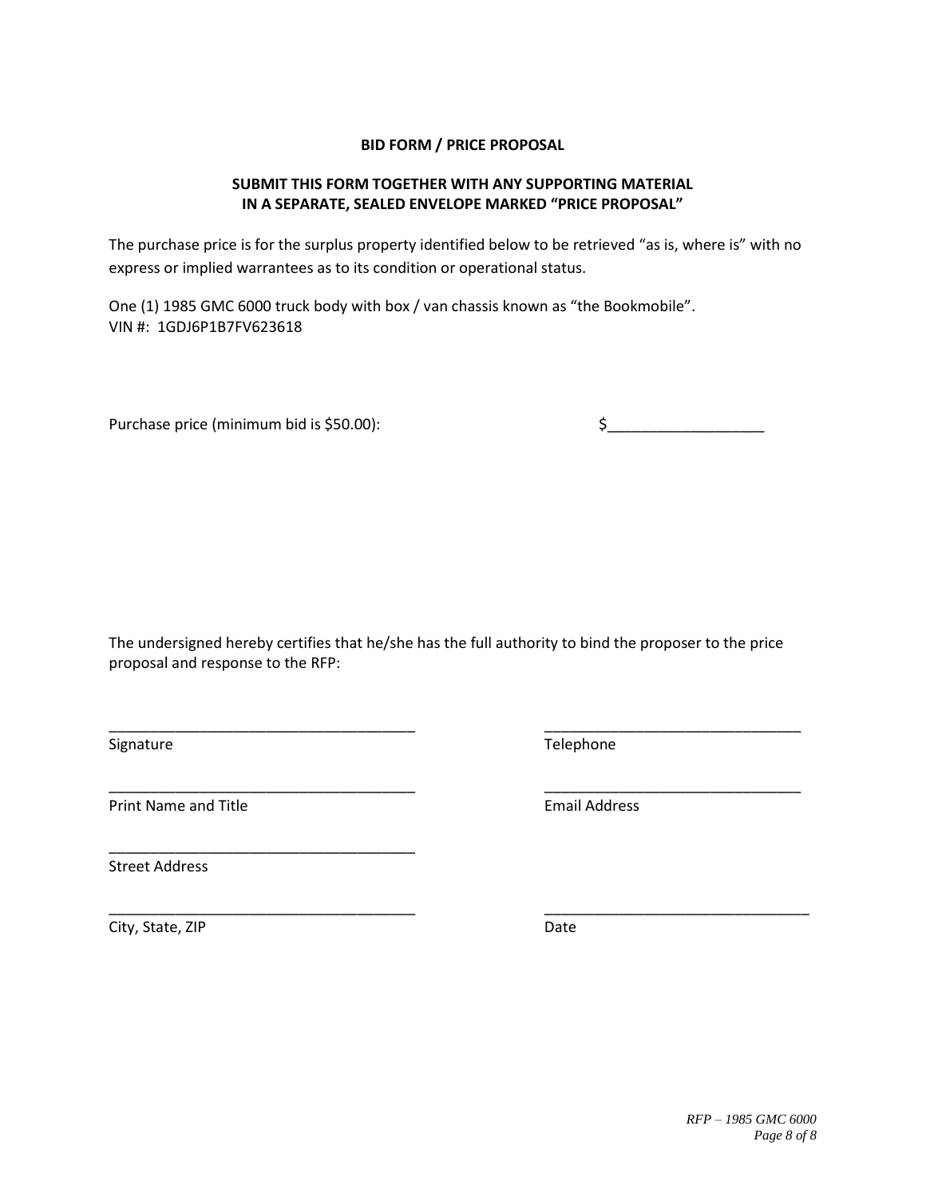**BID FORM / PRICE PROPOSAL**

**SUBMIT THIS FORM TOGETHER WITH ANY SUPPORTING MATERIAL IN A SEPARATE, SEALED ENVELOPE MARKED "PRICE PROPOSAL"**

The purchase price is for the surplus property identified below to be retrieved "as is, where is" with no express or implied warrantees as to its condition or operational status.

One (1) 1985 GMC 6000 truck body with box / van chassis known as "the Bookmobile".
VIN #: 1GDJ6P1B7FV623618

Purchase price (minimum bid is $50.00): $___________________

The undersigned hereby certifies that he/she has the full authority to bind the proposer to the price proposal and response to the RFP:

_____________________________________
Signature

_____________________________________
Telephone

_____________________________________
Print Name and Title

_____________________________________
Email Address

_____________________________________
Street Address

_____________________________________
City, State, ZIP

_____________________________________
Date